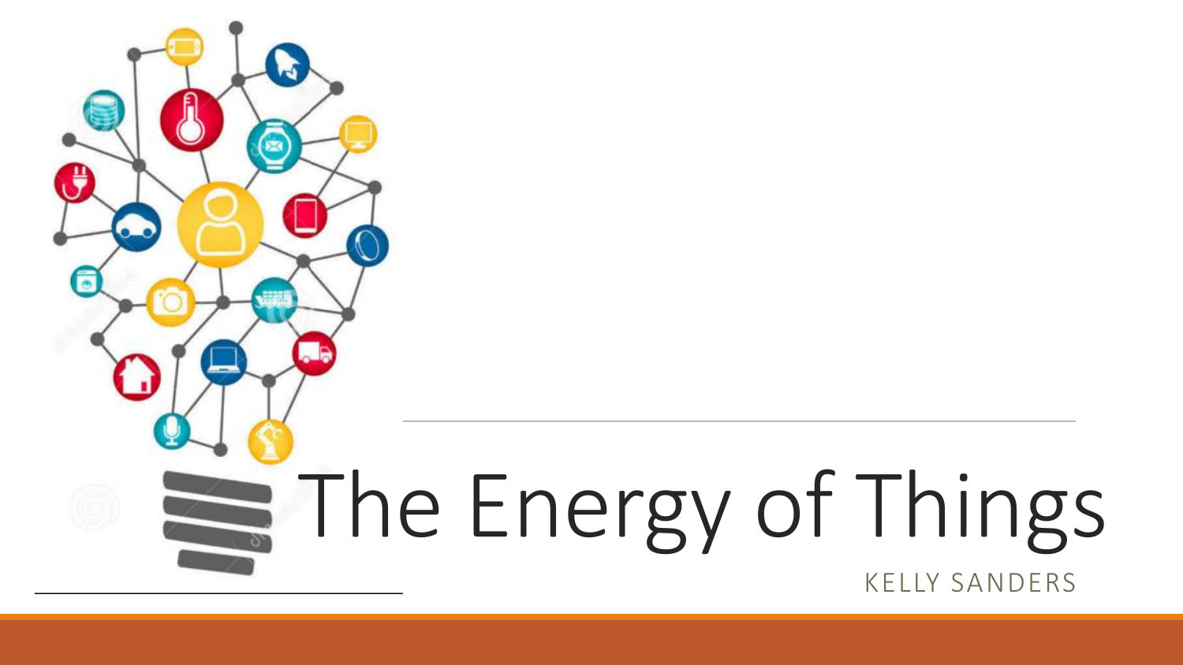# The Energy of Things

KELLY SANDERS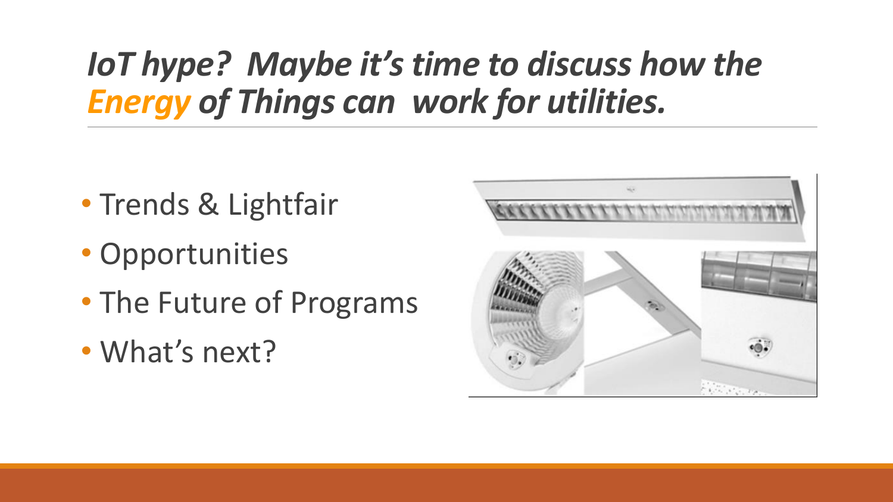# *IoT hype? Maybe it's time to discuss how the Energy of Things can work for utilities.*

- Trends & Lightfair
- Opportunities
- The Future of Programs
- What's next?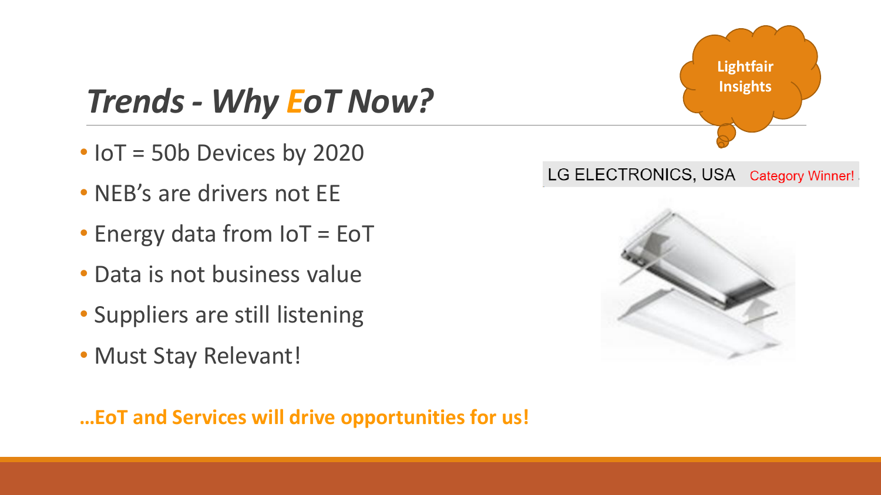# *Trends - Why EoT Now?*

Lightfair Insights

- IoT = 50b Devices by 2020
- NEB's are drivers not EE
- Energy data from IoT = EoT
- Data is not business value
- Suppliers are still listening
- Must Stay Relevant!

LG ELECTRONICS, USA Category Winner!

**…EoT and Services will drive opportunities for us!**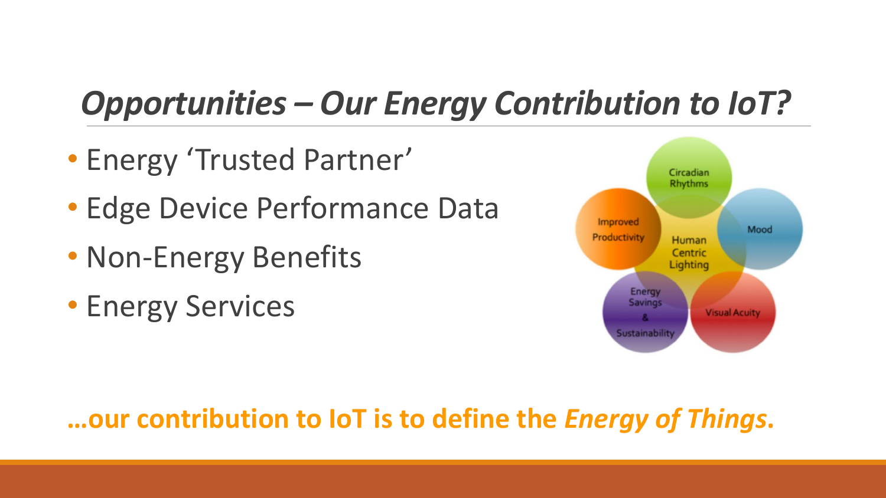# *Opportunities – Our Energy Contribution to IoT?*

- Energy 'Trusted Partner'
- Edge Device Performance Data
- Non-Energy Benefits
- Energy Services

**…our contribution to IoT is to define the *Energy of Things*.**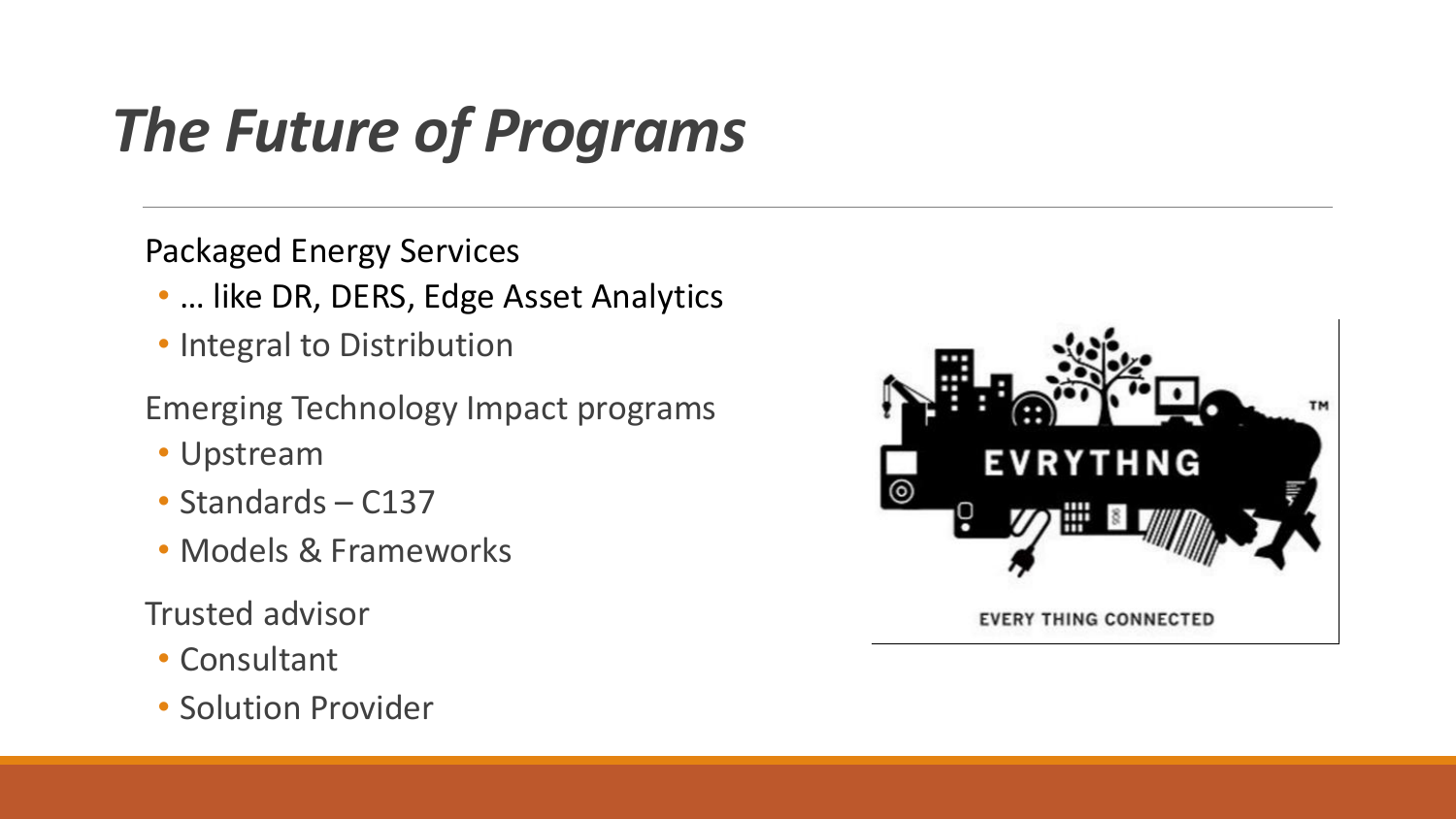# *The Future of Programs*

Packaged Energy Services

- … like DR, DERS, Edge Asset Analytics
- Integral to Distribution

Emerging Technology Impact programs

- Upstream
- Standards – C137
- Models & Frameworks

Trusted advisor

- Consultant
- Solution Provider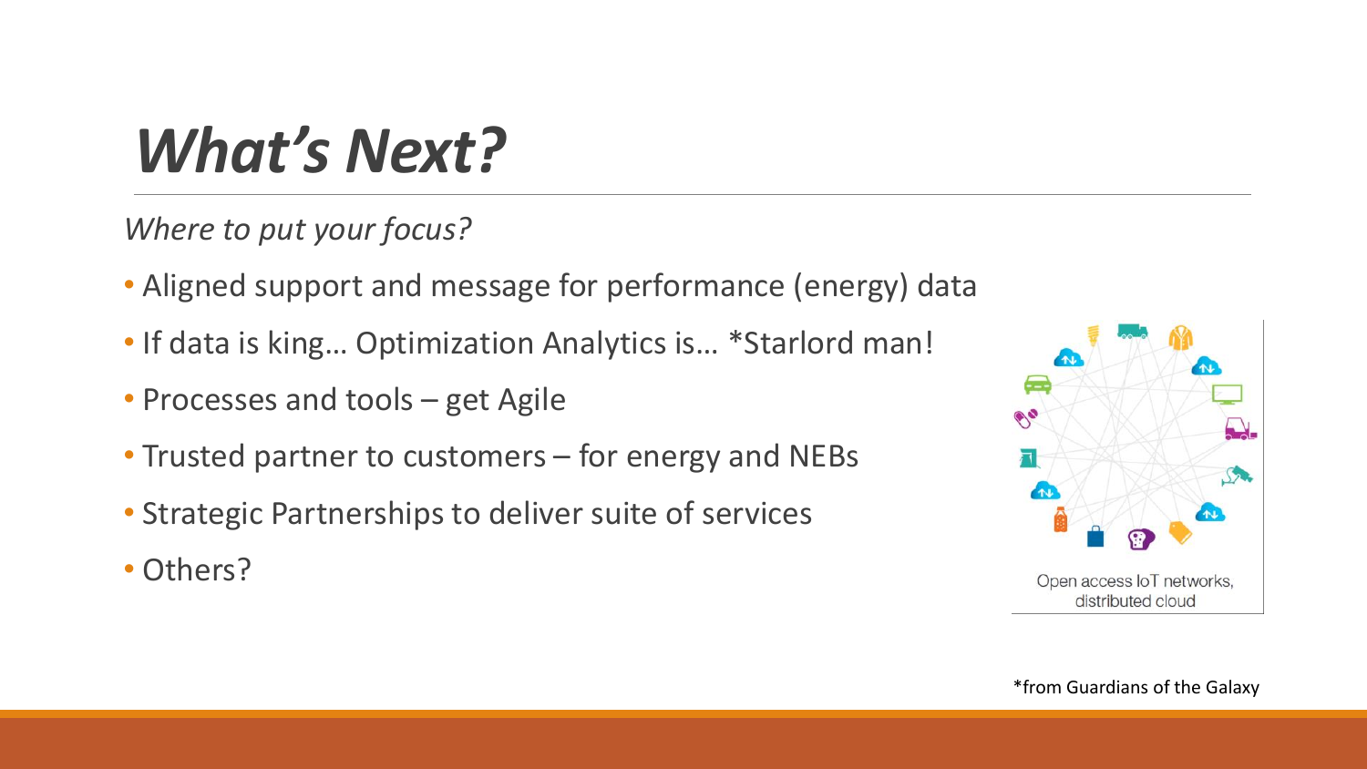# *What's Next?*

*Where to put your focus?*

- Aligned support and message for performance (energy) data
- If data is king… Optimization Analytics is… *Starlord man!
- Processes and tools – get Agile
- Trusted partner to customers – for energy and NEBs
- Strategic Partnerships to deliver suite of services
- Others?

Open access IoT networks, distributed cloud

*from Guardians of the Galaxy